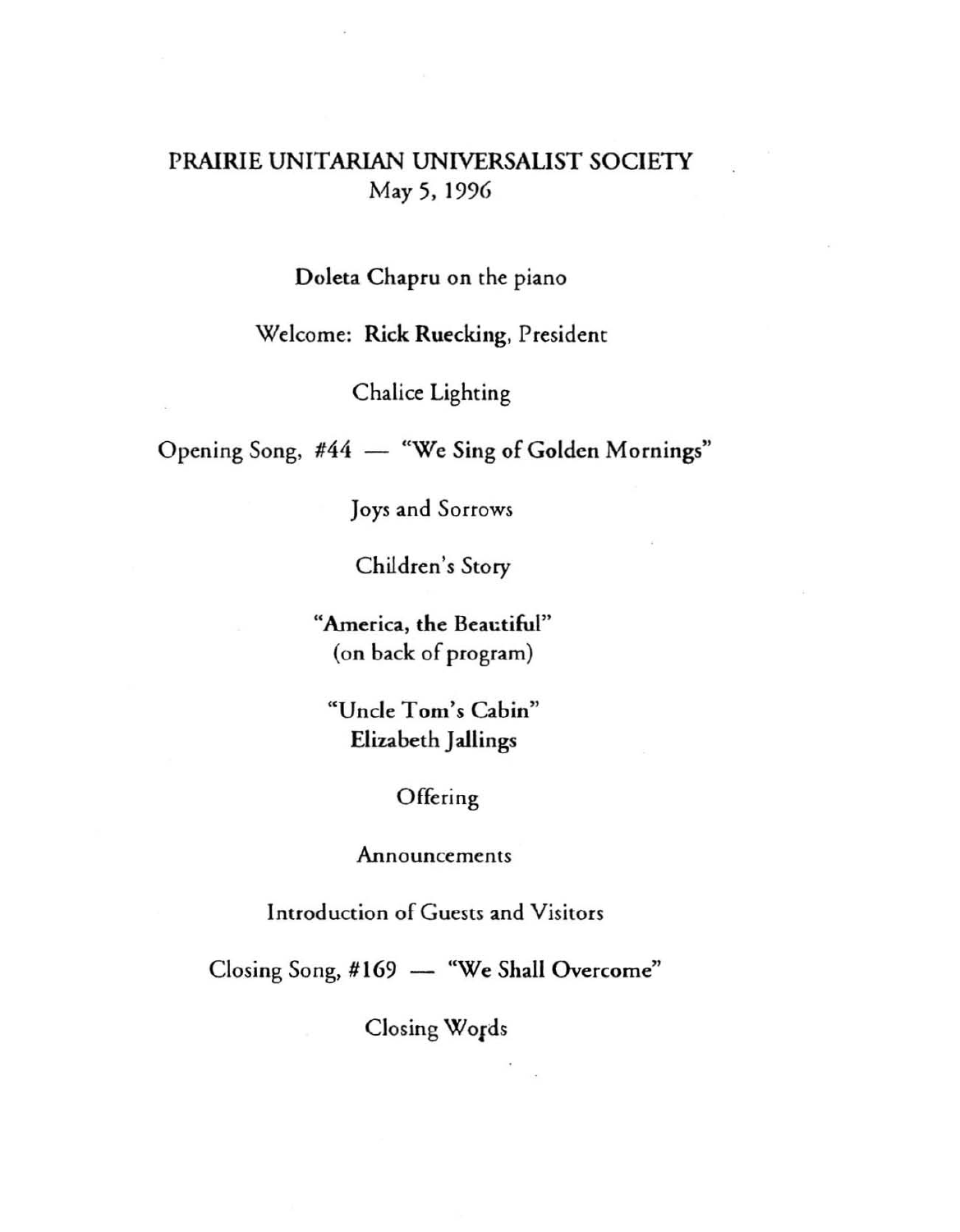# PRAIRIE UNITARIAN UNIVERSALIST SOCIETY

May 5, 1996

**Doleta Chapru** on the piano

Welcome: **Rick Ruecking**, President

Chalice Lighting

Opening Song, #44 — **"We Sing of Golden Mornings"**

Joys and Sorrows

Children's Story

**"America, the Beautiful"**
(on back of program)

**"Uncle Tom's Cabin"**
**Elizabeth Jallings**

Offering

Announcements

Introduction of Guests and Visitors

Closing Song, #169 — **"We Shall Overcome"**

Closing Words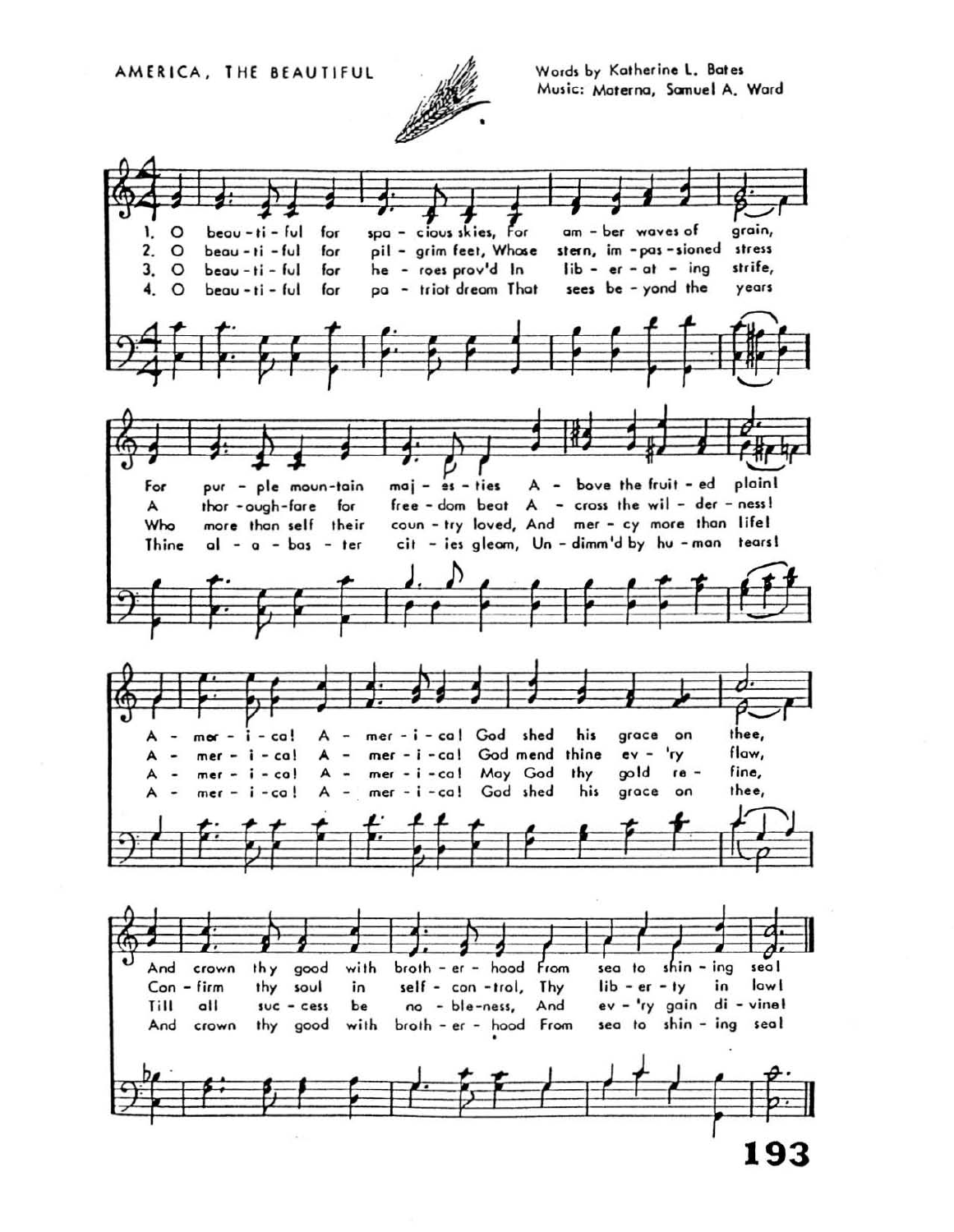AMERICA, THE BEAUTIFUL

Words by Katherine L. Bates
Music: Materna, Samuel A. Ward

1. O beau-ti-ful for spa-cious skies, For am-ber waves of grain,
For pur-ple moun-tain maj-es-ties A-bove the fruit-ed plain!
A-mer-i-ca! A-mer-i-ca! God shed his grace on thee,
And crown thy good with broth-er-hood From sea to shin-ing sea!

2. O beau-ti-ful for pil-grim feet, Whose stern, im-pas-sioned stress
A thor-ough-fare for free-dom beat A-cross the wil-der-ness!
A-mer-i-ca! A-mer-i-ca! God mend thine ev-'ry flaw,
Con-firm thy soul in self-con-trol, Thy lib-er-ty in law!

3. O beau-ti-ful for he-roes prov'd In lib-er-at-ing strife,
Who more than self their coun-try loved, And mer-cy more than life!
A-mer-i-ca! A-mer-i-ca! May God thy gold re-fine,
Till all suc-cess be no-ble-ness, And ev-'ry gain di-vine!

4. O beau-ti-ful for pa-triot dream That sees be-yond the years
Thine al-a-bas-ter cit-ies gleam, Un-dimm'd by hu-man tears!
A-mer-i-ca! A-mer-i-ca! God shed his grace on thee,
And crown thy good with broth-er-hood From sea to shin-ing sea!